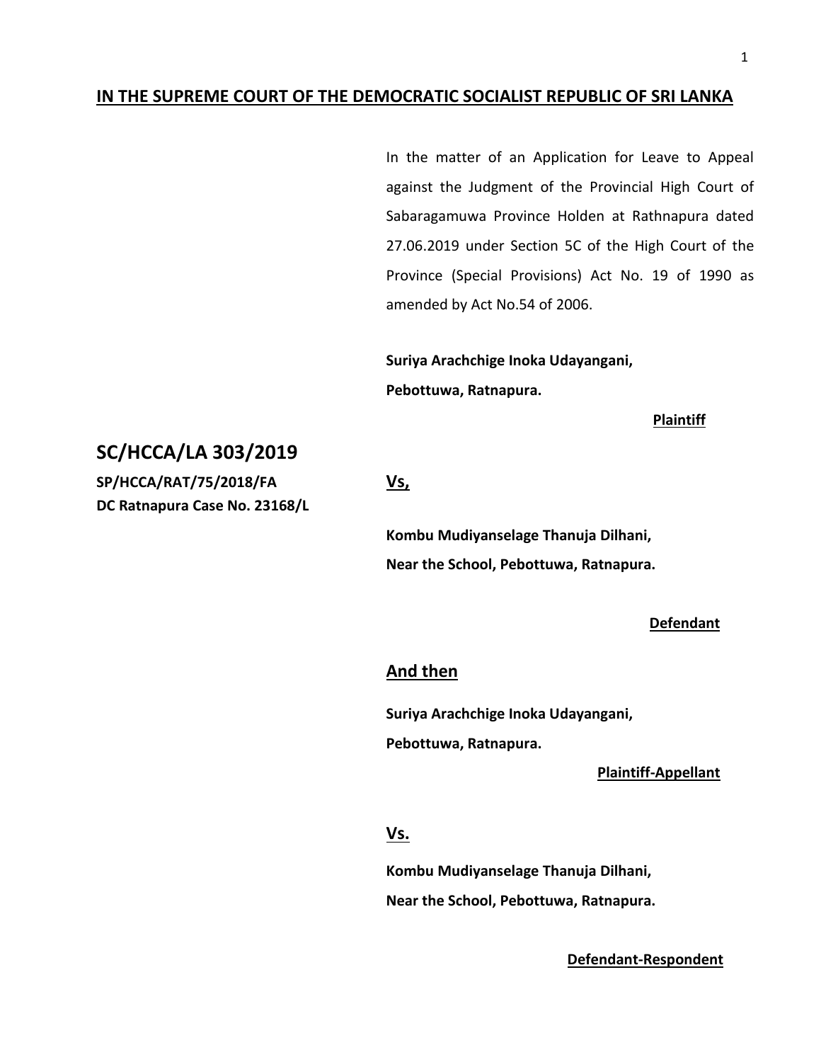**IN THE SUPREME COURT OF THE DEMOCRATIC SOCIALIST REPUBLIC OF SRI LANKA**

In the matter of an Application for Leave to Appeal against the Judgment of the Provincial High Court of Sabaragamuwa Province Holden at Rathnapura dated 27.06.2019 under Section 5C of the High Court of the Province (Special Provisions) Act No. 19 of 1990 as amended by Act No.54 of 2006.

**Suriya Arachchige Inoka Udayangani,**
**Pebottuwa, Ratnapura.**

**Plaintiff**

## SC/HCCA/LA 303/2019

**SP/HCCA/RAT/75/2018/FA**
**DC Ratnapura Case No. 23168/L**

**Vs,**

**Kombu Mudiyanselage Thanuja Dilhani,**
**Near the School, Pebottuwa, Ratnapura.**

**Defendant**

**And then**

**Suriya Arachchige Inoka Udayangani,**
**Pebottuwa, Ratnapura.**

**Plaintiff-Appellant**

**Vs.**

**Kombu Mudiyanselage Thanuja Dilhani,**
**Near the School, Pebottuwa, Ratnapura.**

**Defendant-Respondent**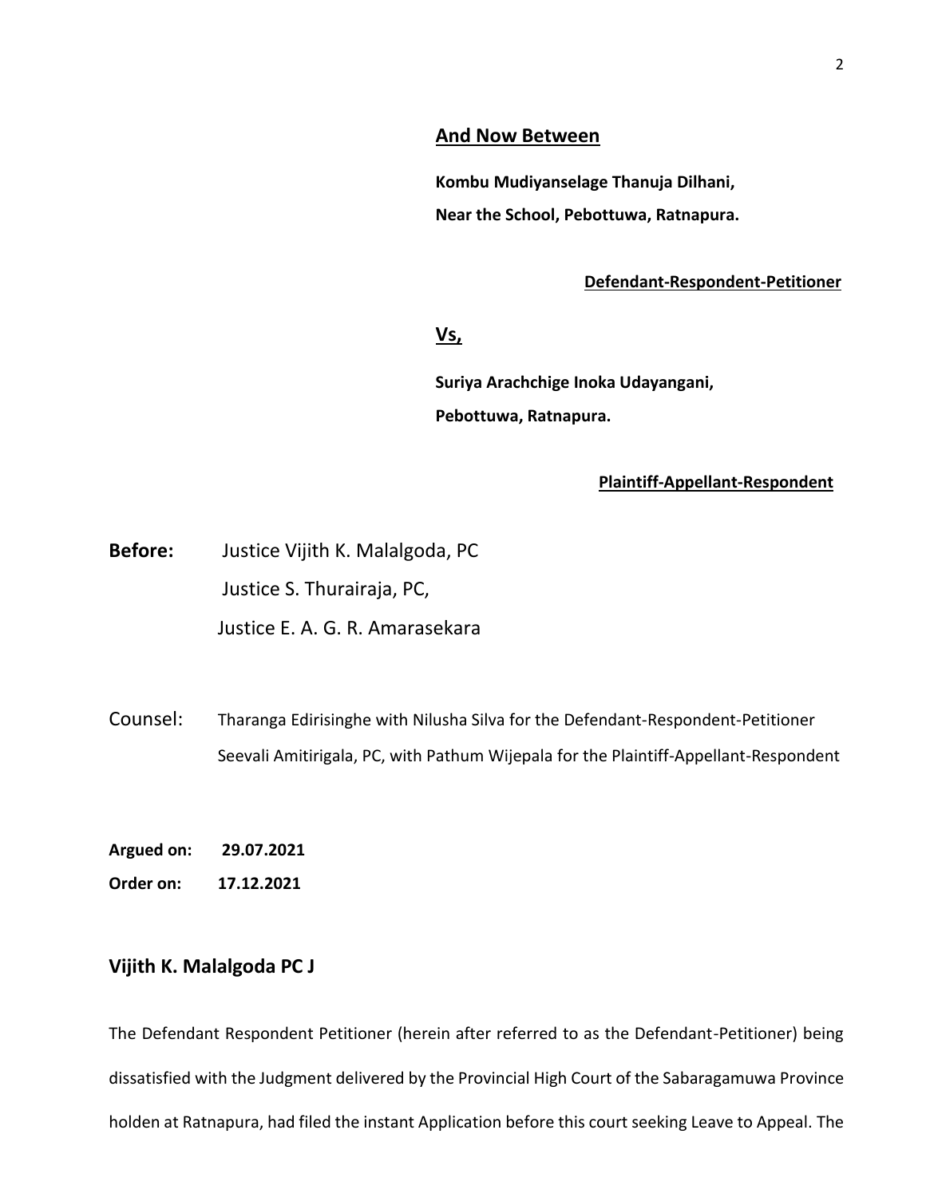**<u>And Now Between</u>**

**Kombu Mudiyanselage Thanuja Dilhani,**
**Near the School, Pebottuwa, Ratnapura.**

**<u>Defendant-Respondent-Petitioner</u>**

**<u>Vs,</u>**

**Suriya Arachchige Inoka Udayangani,**
**Pebottuwa, Ratnapura.**

**<u>Plaintiff-Appellant-Respondent</u>**

**Before:** Justice Vijith K. Malalgoda, PC
Justice S. Thurairaja, PC,
Justice E. A. G. R. Amarasekara

Counsel: Tharanga Edirisinghe with Nilusha Silva for the Defendant-Respondent-Petitioner
Seevali Amitirigala, PC, with Pathum Wijepala for the Plaintiff-Appellant-Respondent

**Argued on:** **29.07.2021**

**Order on:** **17.12.2021**

**Vijith K. Malalgoda PC J**

The Defendant Respondent Petitioner (herein after referred to as the Defendant-Petitioner) being dissatisfied with the Judgment delivered by the Provincial High Court of the Sabaragamuwa Province holden at Ratnapura, had filed the instant Application before this court seeking Leave to Appeal. The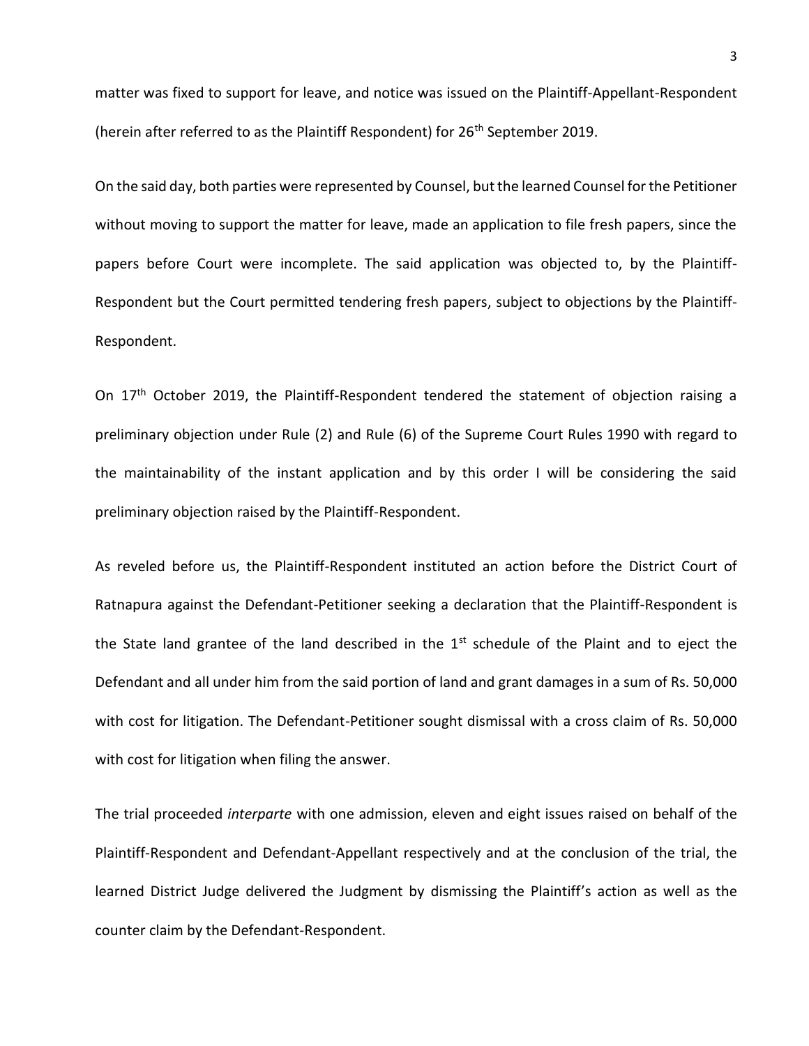matter was fixed to support for leave, and notice was issued on the Plaintiff-Appellant-Respondent (herein after referred to as the Plaintiff Respondent) for 26th September 2019.

On the said day, both parties were represented by Counsel, but the learned Counsel for the Petitioner without moving to support the matter for leave, made an application to file fresh papers, since the papers before Court were incomplete. The said application was objected to, by the Plaintiff-Respondent but the Court permitted tendering fresh papers, subject to objections by the Plaintiff-Respondent.

On 17th October 2019, the Plaintiff-Respondent tendered the statement of objection raising a preliminary objection under Rule (2) and Rule (6) of the Supreme Court Rules 1990 with regard to the maintainability of the instant application and by this order I will be considering the said preliminary objection raised by the Plaintiff-Respondent.

As reveled before us, the Plaintiff-Respondent instituted an action before the District Court of Ratnapura against the Defendant-Petitioner seeking a declaration that the Plaintiff-Respondent is the State land grantee of the land described in the 1st schedule of the Plaint and to eject the Defendant and all under him from the said portion of land and grant damages in a sum of Rs. 50,000 with cost for litigation. The Defendant-Petitioner sought dismissal with a cross claim of Rs. 50,000 with cost for litigation when filing the answer.

The trial proceeded *interparte* with one admission, eleven and eight issues raised on behalf of the Plaintiff-Respondent and Defendant-Appellant respectively and at the conclusion of the trial, the learned District Judge delivered the Judgment by dismissing the Plaintiff's action as well as the counter claim by the Defendant-Respondent.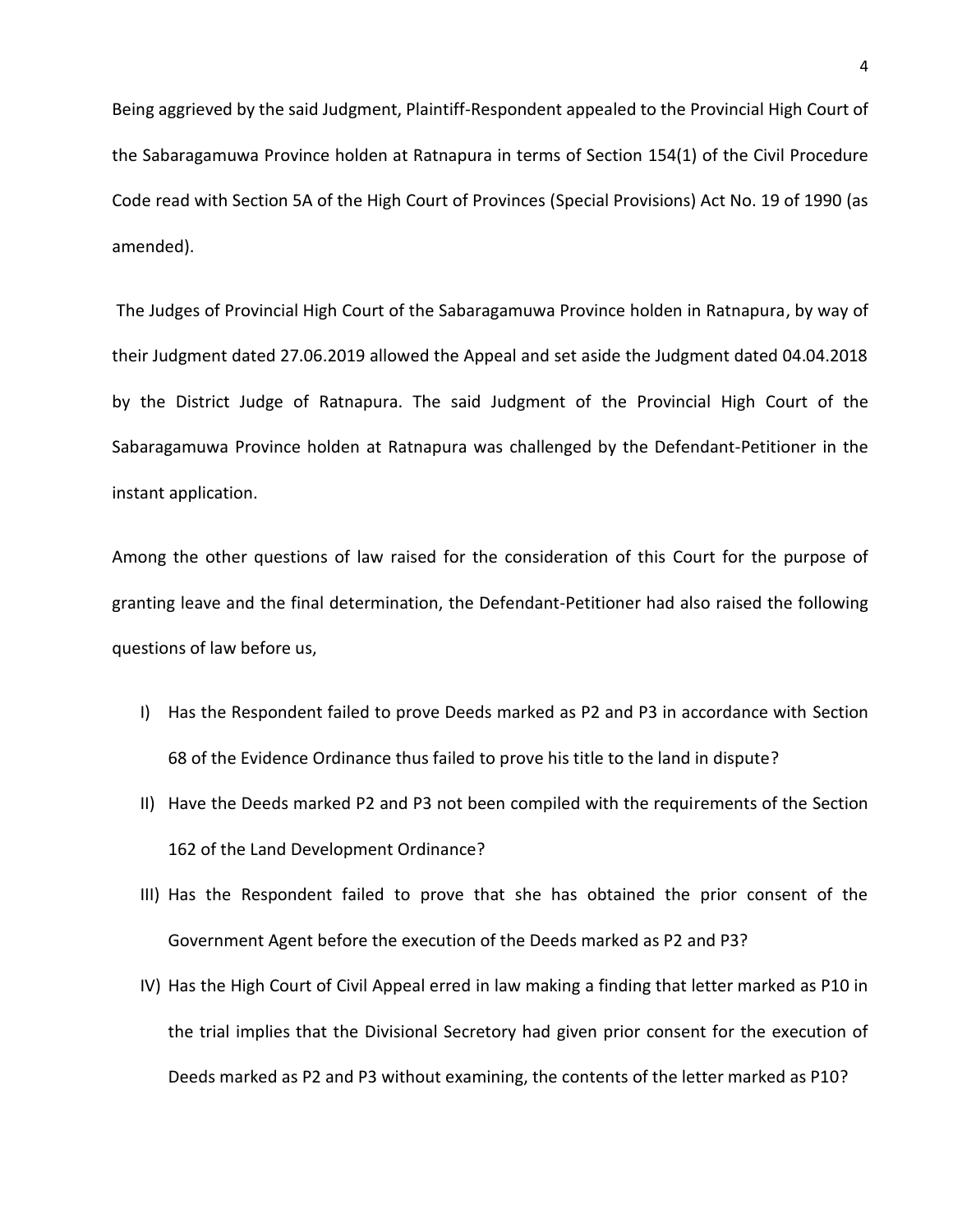Being aggrieved by the said Judgment, Plaintiff-Respondent appealed to the Provincial High Court of the Sabaragamuwa Province holden at Ratnapura in terms of Section 154(1) of the Civil Procedure Code read with Section 5A of the High Court of Provinces (Special Provisions) Act No. 19 of 1990 (as amended).

The Judges of Provincial High Court of the Sabaragamuwa Province holden in Ratnapura, by way of their Judgment dated 27.06.2019 allowed the Appeal and set aside the Judgment dated 04.04.2018 by the District Judge of Ratnapura. The said Judgment of the Provincial High Court of the Sabaragamuwa Province holden at Ratnapura was challenged by the Defendant-Petitioner in the instant application.

Among the other questions of law raised for the consideration of this Court for the purpose of granting leave and the final determination, the Defendant-Petitioner had also raised the following questions of law before us,

I) Has the Respondent failed to prove Deeds marked as P2 and P3 in accordance with Section 68 of the Evidence Ordinance thus failed to prove his title to the land in dispute?

II) Have the Deeds marked P2 and P3 not been compiled with the requirements of the Section 162 of the Land Development Ordinance?

III) Has the Respondent failed to prove that she has obtained the prior consent of the Government Agent before the execution of the Deeds marked as P2 and P3?

IV) Has the High Court of Civil Appeal erred in law making a finding that letter marked as P10 in the trial implies that the Divisional Secretory had given prior consent for the execution of Deeds marked as P2 and P3 without examining, the contents of the letter marked as P10?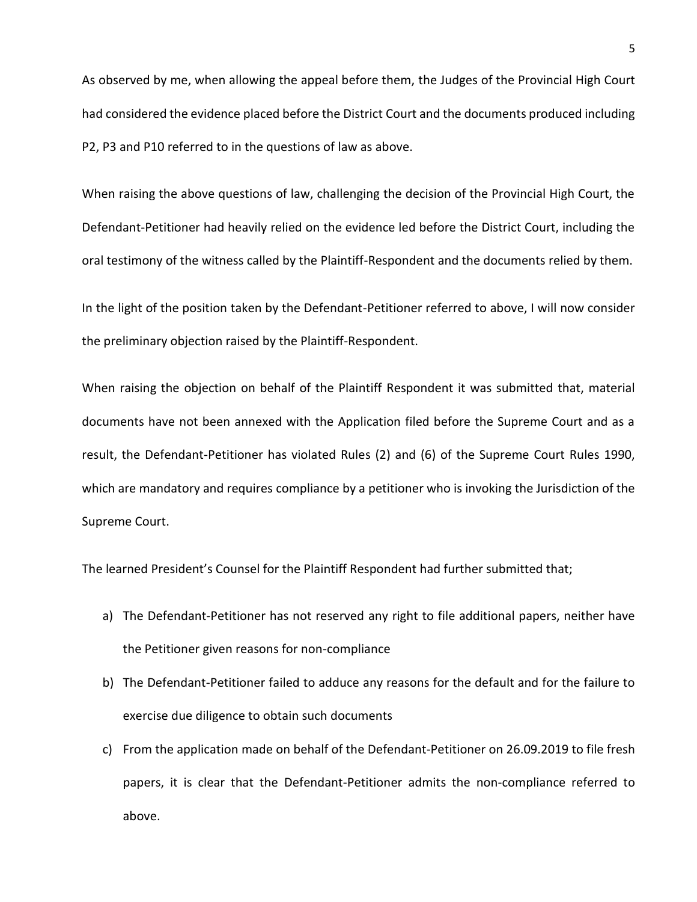As observed by me, when allowing the appeal before them, the Judges of the Provincial High Court had considered the evidence placed before the District Court and the documents produced including P2, P3 and P10 referred to in the questions of law as above.

When raising the above questions of law, challenging the decision of the Provincial High Court, the Defendant-Petitioner had heavily relied on the evidence led before the District Court, including the oral testimony of the witness called by the Plaintiff-Respondent and the documents relied by them.

In the light of the position taken by the Defendant-Petitioner referred to above, I will now consider the preliminary objection raised by the Plaintiff-Respondent.

When raising the objection on behalf of the Plaintiff Respondent it was submitted that, material documents have not been annexed with the Application filed before the Supreme Court and as a result, the Defendant-Petitioner has violated Rules (2) and (6) of the Supreme Court Rules 1990, which are mandatory and requires compliance by a petitioner who is invoking the Jurisdiction of the Supreme Court.

The learned President's Counsel for the Plaintiff Respondent had further submitted that;

a) The Defendant-Petitioner has not reserved any right to file additional papers, neither have the Petitioner given reasons for non-compliance
b) The Defendant-Petitioner failed to adduce any reasons for the default and for the failure to exercise due diligence to obtain such documents
c) From the application made on behalf of the Defendant-Petitioner on 26.09.2019 to file fresh papers, it is clear that the Defendant-Petitioner admits the non-compliance referred to above.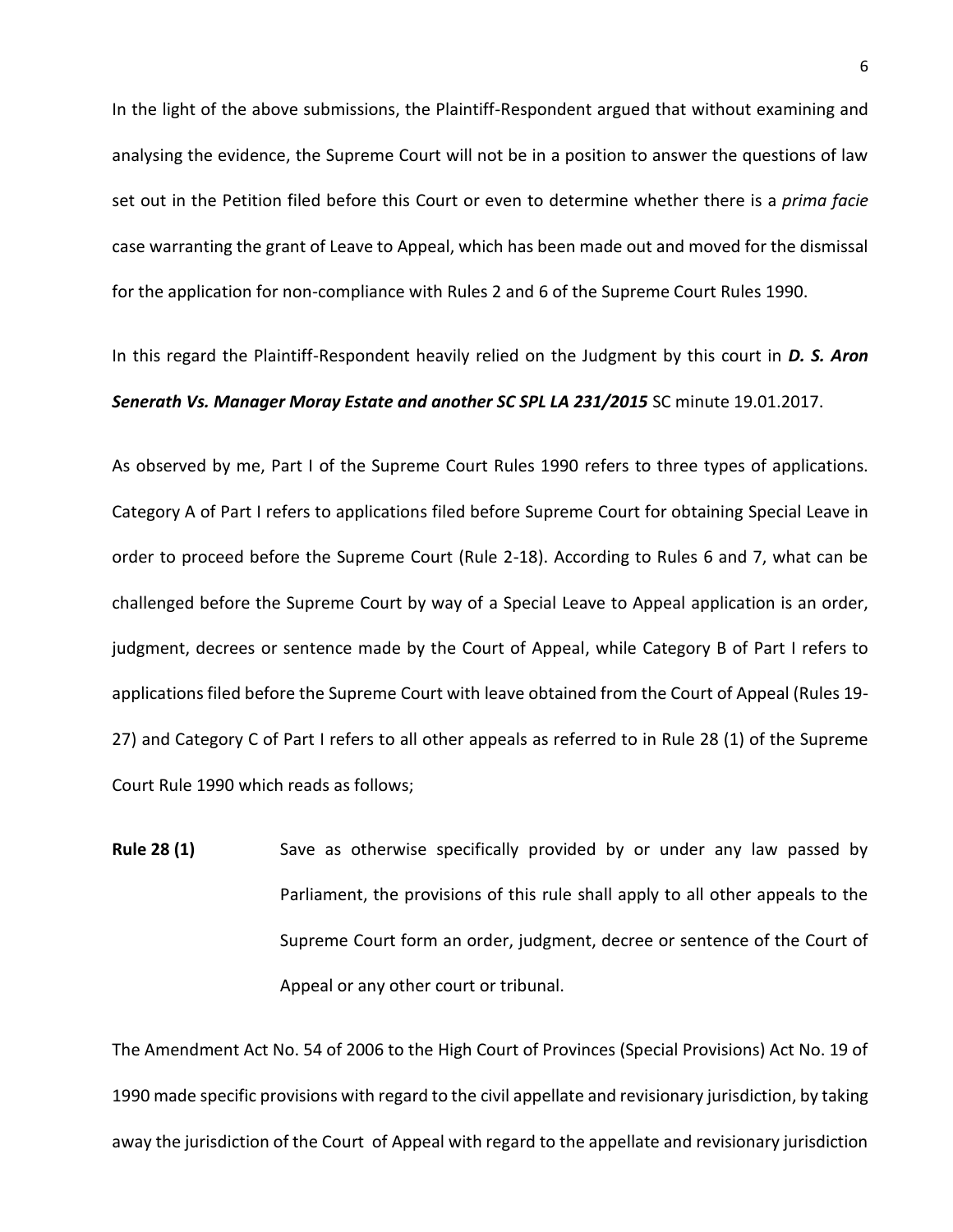In the light of the above submissions, the Plaintiff-Respondent argued that without examining and analysing the evidence, the Supreme Court will not be in a position to answer the questions of law set out in the Petition filed before this Court or even to determine whether there is a *prima facie* case warranting the grant of Leave to Appeal, which has been made out and moved for the dismissal for the application for non-compliance with Rules 2 and 6 of the Supreme Court Rules 1990.

In this regard the Plaintiff-Respondent heavily relied on the Judgment by this court in ***D. S. Aron Senerath Vs. Manager Moray Estate and another SC SPL LA 231/2015*** SC minute 19.01.2017.

As observed by me, Part I of the Supreme Court Rules 1990 refers to three types of applications. Category A of Part I refers to applications filed before Supreme Court for obtaining Special Leave in order to proceed before the Supreme Court (Rule 2-18). According to Rules 6 and 7, what can be challenged before the Supreme Court by way of a Special Leave to Appeal application is an order, judgment, decrees or sentence made by the Court of Appeal, while Category B of Part I refers to applications filed before the Supreme Court with leave obtained from the Court of Appeal (Rules 19-27) and Category C of Part I refers to all other appeals as referred to in Rule 28 (1) of the Supreme Court Rule 1990 which reads as follows;

**Rule 28 (1)** Save as otherwise specifically provided by or under any law passed by Parliament, the provisions of this rule shall apply to all other appeals to the Supreme Court form an order, judgment, decree or sentence of the Court of Appeal or any other court or tribunal.

The Amendment Act No. 54 of 2006 to the High Court of Provinces (Special Provisions) Act No. 19 of 1990 made specific provisions with regard to the civil appellate and revisionary jurisdiction, by taking away the jurisdiction of the Court of Appeal with regard to the appellate and revisionary jurisdiction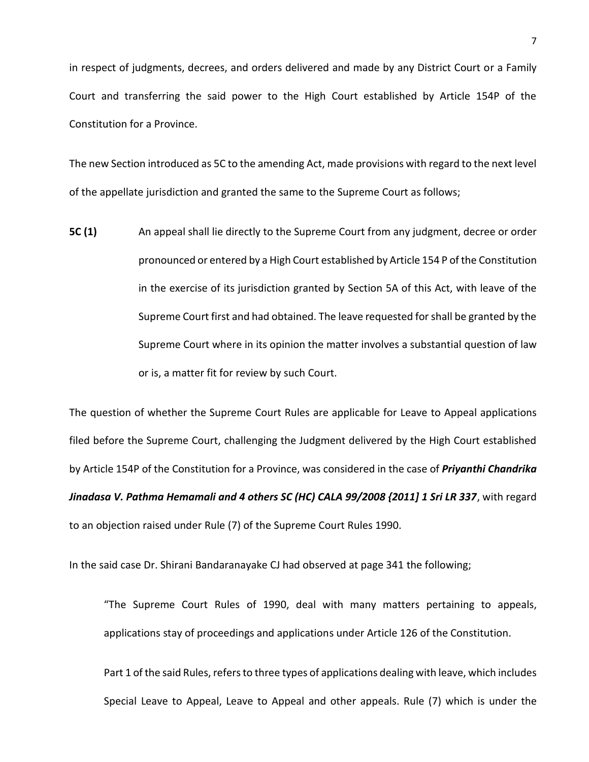in respect of judgments, decrees, and orders delivered and made by any District Court or a Family Court and transferring the said power to the High Court established by Article 154P of the Constitution for a Province.

The new Section introduced as 5C to the amending Act, made provisions with regard to the next level of the appellate jurisdiction and granted the same to the Supreme Court as follows;

**5C (1)** An appeal shall lie directly to the Supreme Court from any judgment, decree or order pronounced or entered by a High Court established by Article 154 P of the Constitution in the exercise of its jurisdiction granted by Section 5A of this Act, with leave of the Supreme Court first and had obtained. The leave requested for shall be granted by the Supreme Court where in its opinion the matter involves a substantial question of law or is, a matter fit for review by such Court.

The question of whether the Supreme Court Rules are applicable for Leave to Appeal applications filed before the Supreme Court, challenging the Judgment delivered by the High Court established by Article 154P of the Constitution for a Province, was considered in the case of ***Priyanthi Chandrika Jinadasa V. Pathma Hemamali and 4 others SC (HC) CALA 99/2008 {2011] 1 Sri LR 337***, with regard to an objection raised under Rule (7) of the Supreme Court Rules 1990.

In the said case Dr. Shirani Bandaranayake CJ had observed at page 341 the following;

> "The Supreme Court Rules of 1990, deal with many matters pertaining to appeals, applications stay of proceedings and applications under Article 126 of the Constitution.
>
> Part 1 of the said Rules, refers to three types of applications dealing with leave, which includes Special Leave to Appeal, Leave to Appeal and other appeals. Rule (7) which is under the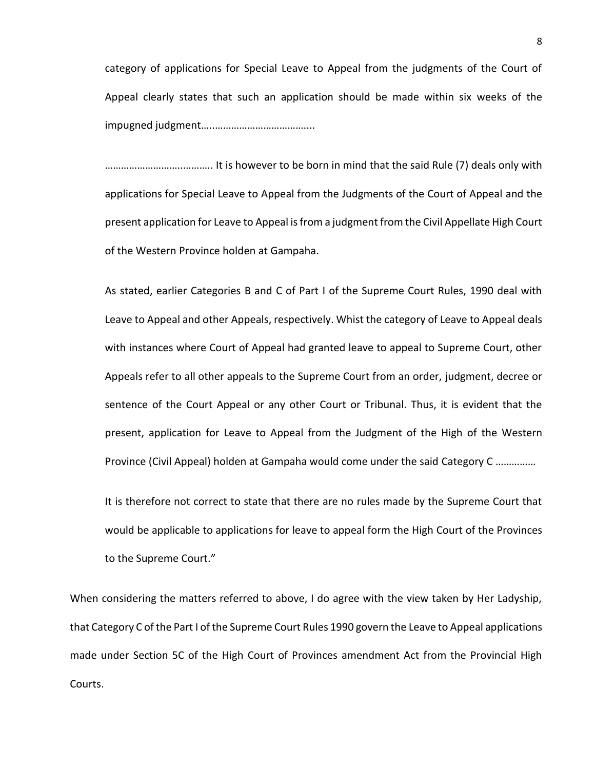category of applications for Special Leave to Appeal from the judgments of the Court of Appeal clearly states that such an application should be made within six weeks of the impugned judgment…...................................

> ……………………..………. It is however to be born in mind that the said Rule (7) deals only with applications for Special Leave to Appeal from the Judgments of the Court of Appeal and the present application for Leave to Appeal is from a judgment from the Civil Appellate High Court of the Western Province holden at Gampaha.
>
> As stated, earlier Categories B and C of Part I of the Supreme Court Rules, 1990 deal with Leave to Appeal and other Appeals, respectively. Whist the category of Leave to Appeal deals with instances where Court of Appeal had granted leave to appeal to Supreme Court, other Appeals refer to all other appeals to the Supreme Court from an order, judgment, decree or sentence of the Court Appeal or any other Court or Tribunal. Thus, it is evident that the present, application for Leave to Appeal from the Judgment of the High of the Western Province (Civil Appeal) holden at Gampaha would come under the said Category C ……………
>
> It is therefore not correct to state that there are no rules made by the Supreme Court that would be applicable to applications for leave to appeal form the High Court of the Provinces to the Supreme Court."

When considering the matters referred to above, I do agree with the view taken by Her Ladyship, that Category C of the Part I of the Supreme Court Rules 1990 govern the Leave to Appeal applications made under Section 5C of the High Court of Provinces amendment Act from the Provincial High Courts.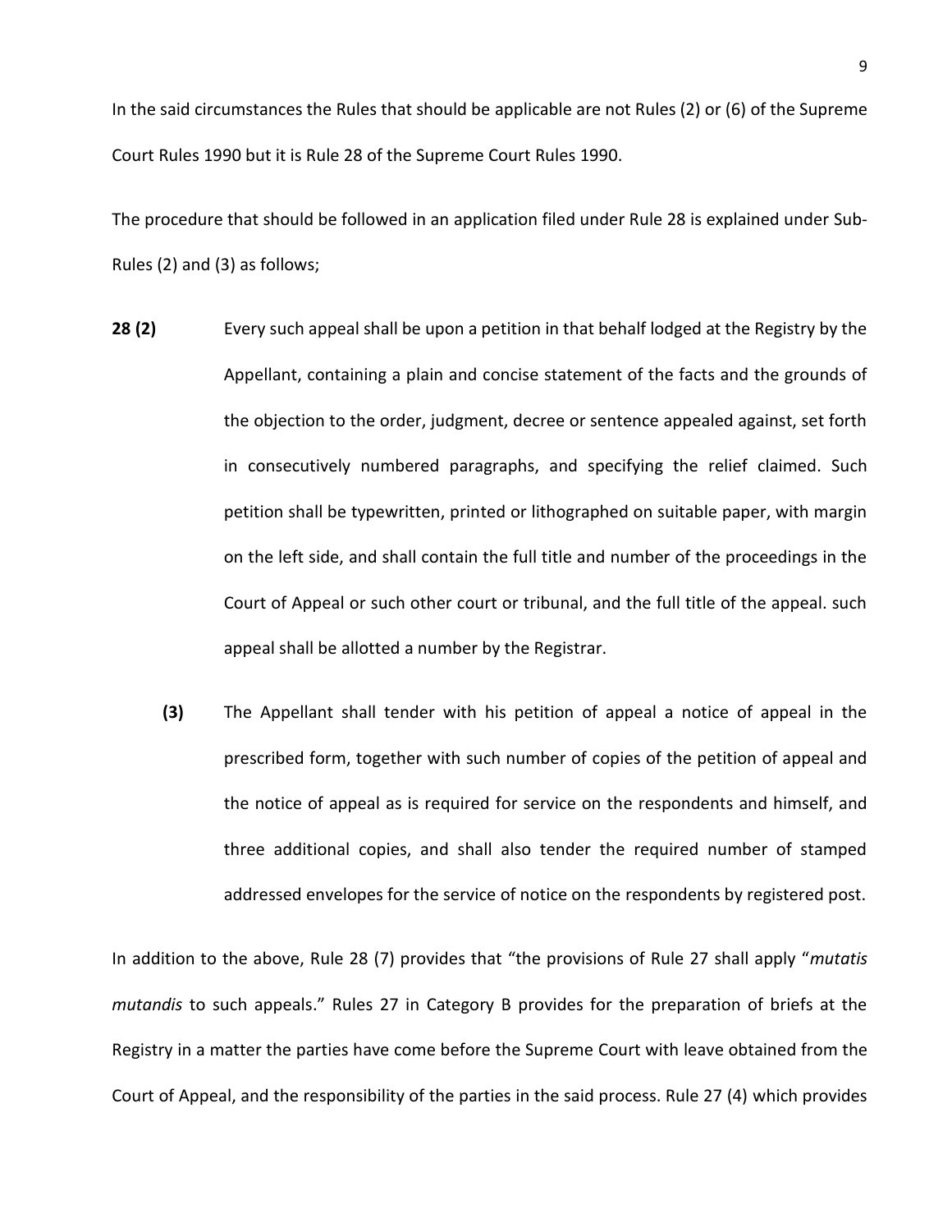In the said circumstances the Rules that should be applicable are not Rules (2) or (6) of the Supreme Court Rules 1990 but it is Rule 28 of the Supreme Court Rules 1990.

The procedure that should be followed in an application filed under Rule 28 is explained under Sub-Rules (2) and (3) as follows;

**28 (2)** Every such appeal shall be upon a petition in that behalf lodged at the Registry by the Appellant, containing a plain and concise statement of the facts and the grounds of the objection to the order, judgment, decree or sentence appealed against, set forth in consecutively numbered paragraphs, and specifying the relief claimed. Such petition shall be typewritten, printed or lithographed on suitable paper, with margin on the left side, and shall contain the full title and number of the proceedings in the Court of Appeal or such other court or tribunal, and the full title of the appeal. such appeal shall be allotted a number by the Registrar.

**(3)** The Appellant shall tender with his petition of appeal a notice of appeal in the prescribed form, together with such number of copies of the petition of appeal and the notice of appeal as is required for service on the respondents and himself, and three additional copies, and shall also tender the required number of stamped addressed envelopes for the service of notice on the respondents by registered post.

In addition to the above, Rule 28 (7) provides that "the provisions of Rule 27 shall apply "*mutatis mutandis* to such appeals." Rules 27 in Category B provides for the preparation of briefs at the Registry in a matter the parties have come before the Supreme Court with leave obtained from the Court of Appeal, and the responsibility of the parties in the said process. Rule 27 (4) which provides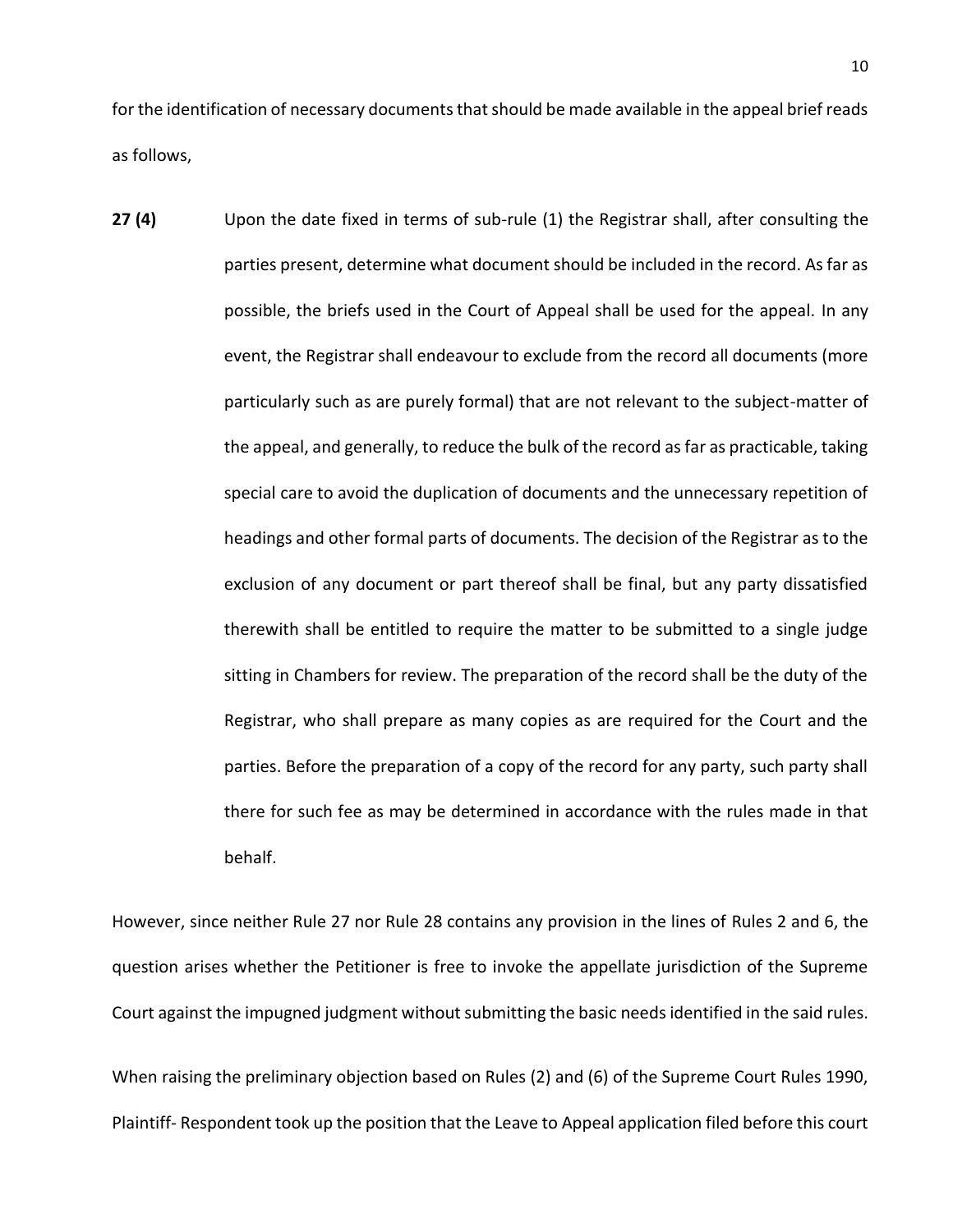for the identification of necessary documents that should be made available in the appeal brief reads as follows,

**27 (4)** Upon the date fixed in terms of sub-rule (1) the Registrar shall, after consulting the parties present, determine what document should be included in the record. As far as possible, the briefs used in the Court of Appeal shall be used for the appeal. In any event, the Registrar shall endeavour to exclude from the record all documents (more particularly such as are purely formal) that are not relevant to the subject-matter of the appeal, and generally, to reduce the bulk of the record as far as practicable, taking special care to avoid the duplication of documents and the unnecessary repetition of headings and other formal parts of documents. The decision of the Registrar as to the exclusion of any document or part thereof shall be final, but any party dissatisfied therewith shall be entitled to require the matter to be submitted to a single judge sitting in Chambers for review. The preparation of the record shall be the duty of the Registrar, who shall prepare as many copies as are required for the Court and the parties. Before the preparation of a copy of the record for any party, such party shall there for such fee as may be determined in accordance with the rules made in that behalf.

However, since neither Rule 27 nor Rule 28 contains any provision in the lines of Rules 2 and 6, the question arises whether the Petitioner is free to invoke the appellate jurisdiction of the Supreme Court against the impugned judgment without submitting the basic needs identified in the said rules.

When raising the preliminary objection based on Rules (2) and (6) of the Supreme Court Rules 1990, Plaintiff- Respondent took up the position that the Leave to Appeal application filed before this court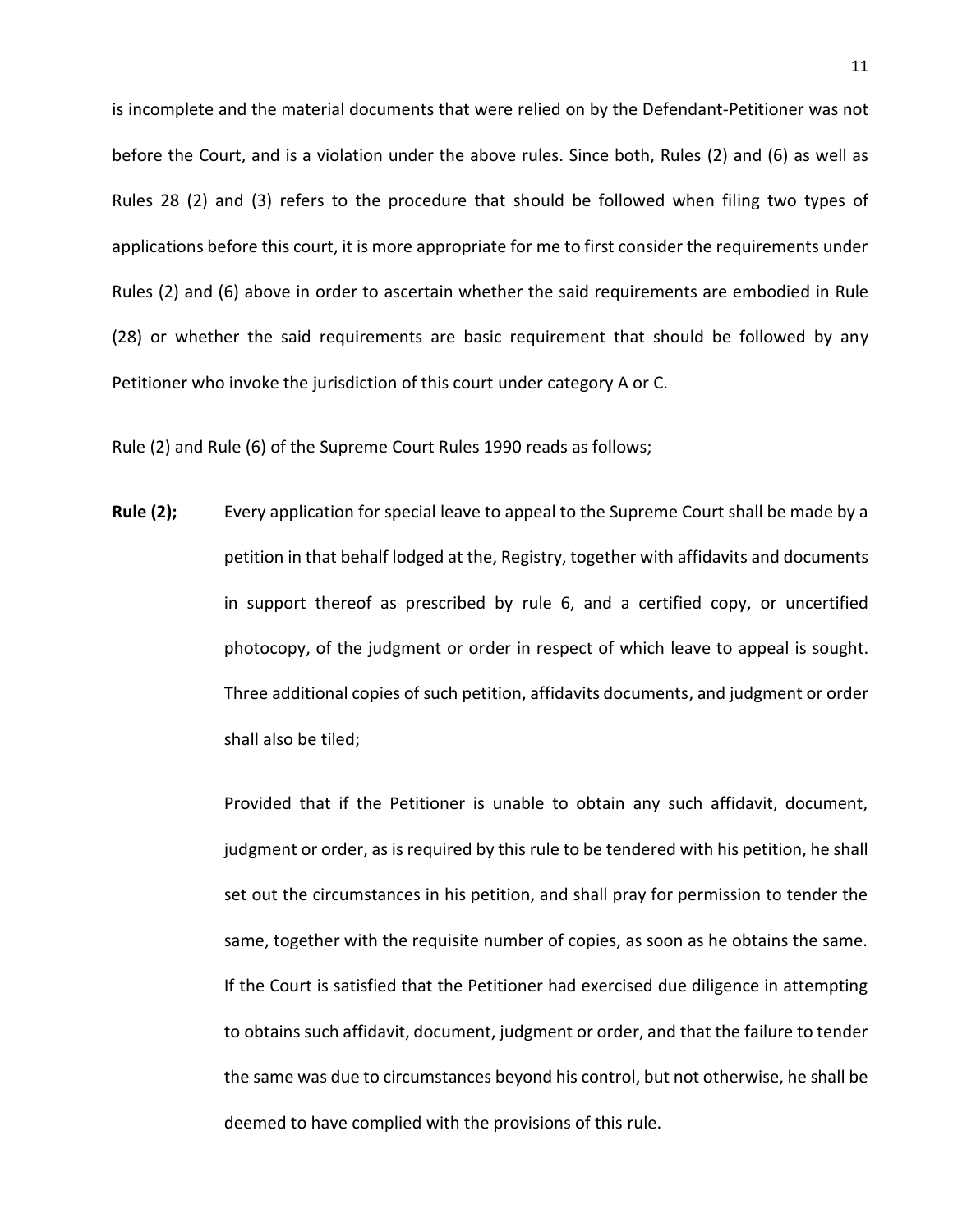is incomplete and the material documents that were relied on by the Defendant-Petitioner was not before the Court, and is a violation under the above rules. Since both, Rules (2) and (6) as well as Rules 28 (2) and (3) refers to the procedure that should be followed when filing two types of applications before this court, it is more appropriate for me to first consider the requirements under Rules (2) and (6) above in order to ascertain whether the said requirements are embodied in Rule (28) or whether the said requirements are basic requirement that should be followed by any Petitioner who invoke the jurisdiction of this court under category A or C.

Rule (2) and Rule (6) of the Supreme Court Rules 1990 reads as follows;

**Rule (2);** Every application for special leave to appeal to the Supreme Court shall be made by a petition in that behalf lodged at the, Registry, together with affidavits and documents in support thereof as prescribed by rule 6, and a certified copy, or uncertified photocopy, of the judgment or order in respect of which leave to appeal is sought. Three additional copies of such petition, affidavits documents, and judgment or order shall also be tiled;

Provided that if the Petitioner is unable to obtain any such affidavit, document, judgment or order, as is required by this rule to be tendered with his petition, he shall set out the circumstances in his petition, and shall pray for permission to tender the same, together with the requisite number of copies, as soon as he obtains the same. If the Court is satisfied that the Petitioner had exercised due diligence in attempting to obtains such affidavit, document, judgment or order, and that the failure to tender the same was due to circumstances beyond his control, but not otherwise, he shall be deemed to have complied with the provisions of this rule.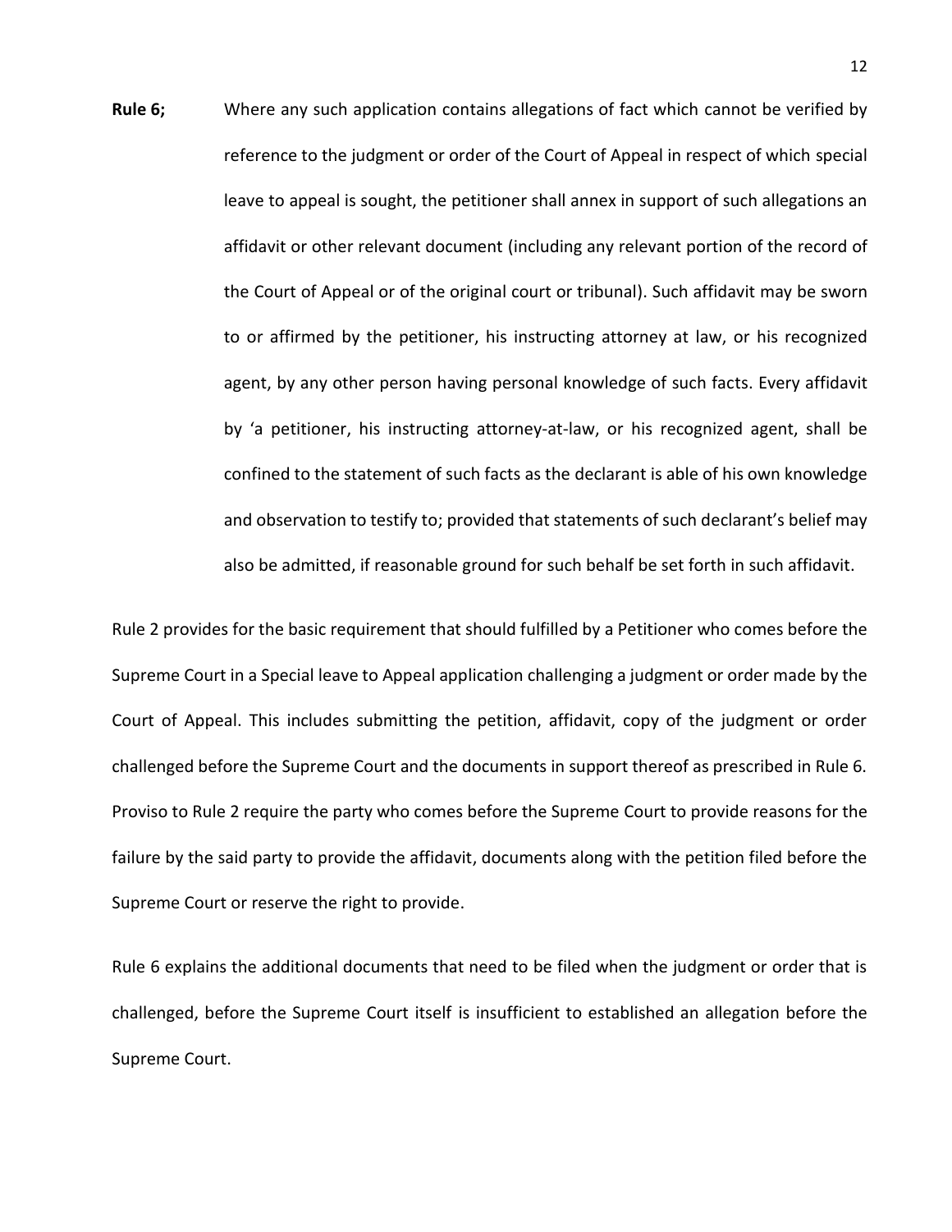**Rule 6;** Where any such application contains allegations of fact which cannot be verified by reference to the judgment or order of the Court of Appeal in respect of which special leave to appeal is sought, the petitioner shall annex in support of such allegations an affidavit or other relevant document (including any relevant portion of the record of the Court of Appeal or of the original court or tribunal). Such affidavit may be sworn to or affirmed by the petitioner, his instructing attorney at law, or his recognized agent, by any other person having personal knowledge of such facts. Every affidavit by 'a petitioner, his instructing attorney-at-law, or his recognized agent, shall be confined to the statement of such facts as the declarant is able of his own knowledge and observation to testify to; provided that statements of such declarant's belief may also be admitted, if reasonable ground for such behalf be set forth in such affidavit.

Rule 2 provides for the basic requirement that should fulfilled by a Petitioner who comes before the Supreme Court in a Special leave to Appeal application challenging a judgment or order made by the Court of Appeal. This includes submitting the petition, affidavit, copy of the judgment or order challenged before the Supreme Court and the documents in support thereof as prescribed in Rule 6. Proviso to Rule 2 require the party who comes before the Supreme Court to provide reasons for the failure by the said party to provide the affidavit, documents along with the petition filed before the Supreme Court or reserve the right to provide.

Rule 6 explains the additional documents that need to be filed when the judgment or order that is challenged, before the Supreme Court itself is insufficient to established an allegation before the Supreme Court.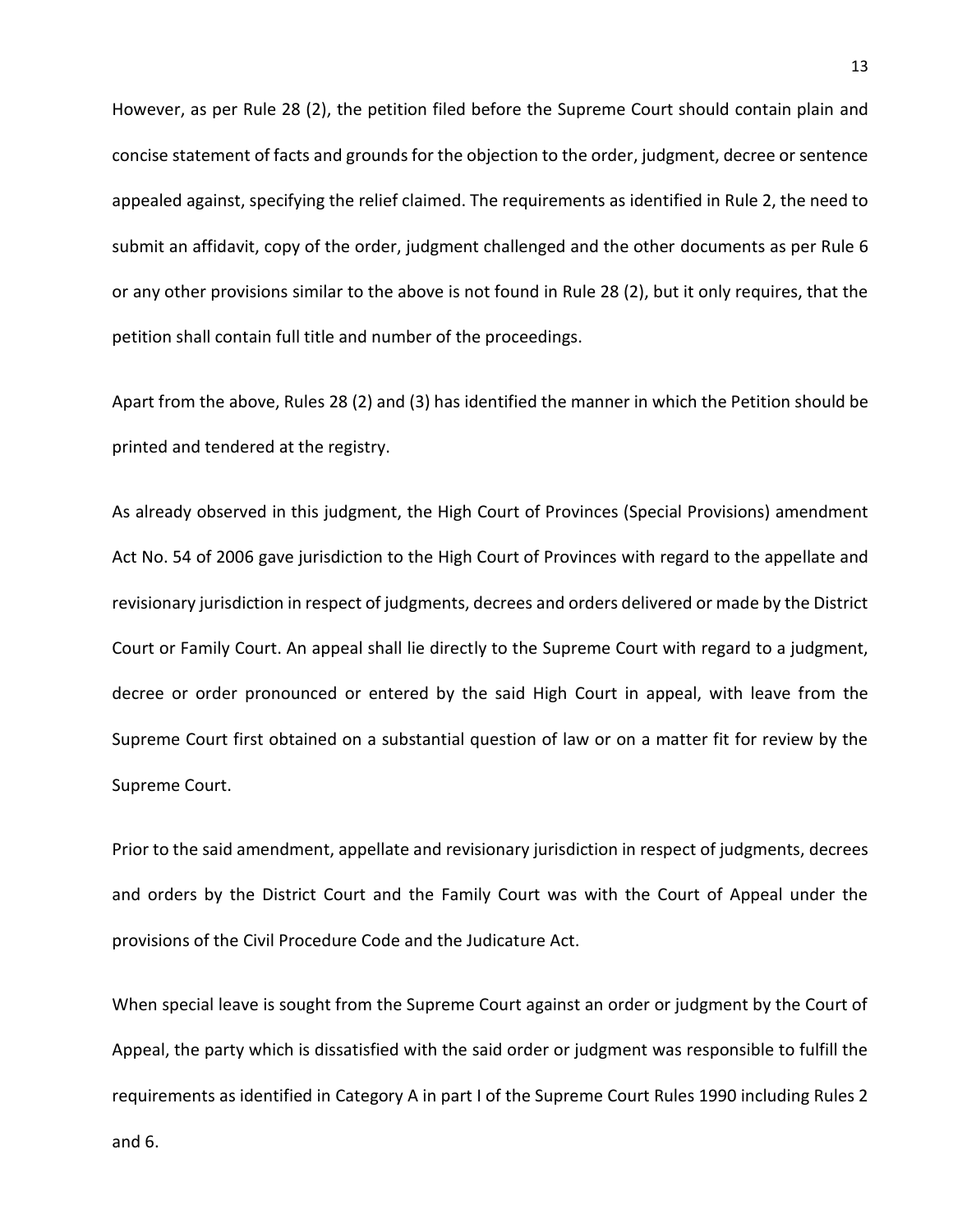However, as per Rule 28 (2), the petition filed before the Supreme Court should contain plain and concise statement of facts and grounds for the objection to the order, judgment, decree or sentence appealed against, specifying the relief claimed. The requirements as identified in Rule 2, the need to submit an affidavit, copy of the order, judgment challenged and the other documents as per Rule 6 or any other provisions similar to the above is not found in Rule 28 (2), but it only requires, that the petition shall contain full title and number of the proceedings.

Apart from the above, Rules 28 (2) and (3) has identified the manner in which the Petition should be printed and tendered at the registry.

As already observed in this judgment, the High Court of Provinces (Special Provisions) amendment Act No. 54 of 2006 gave jurisdiction to the High Court of Provinces with regard to the appellate and revisionary jurisdiction in respect of judgments, decrees and orders delivered or made by the District Court or Family Court. An appeal shall lie directly to the Supreme Court with regard to a judgment, decree or order pronounced or entered by the said High Court in appeal, with leave from the Supreme Court first obtained on a substantial question of law or on a matter fit for review by the Supreme Court.

Prior to the said amendment, appellate and revisionary jurisdiction in respect of judgments, decrees and orders by the District Court and the Family Court was with the Court of Appeal under the provisions of the Civil Procedure Code and the Judicature Act.

When special leave is sought from the Supreme Court against an order or judgment by the Court of Appeal, the party which is dissatisfied with the said order or judgment was responsible to fulfill the requirements as identified in Category A in part I of the Supreme Court Rules 1990 including Rules 2 and 6.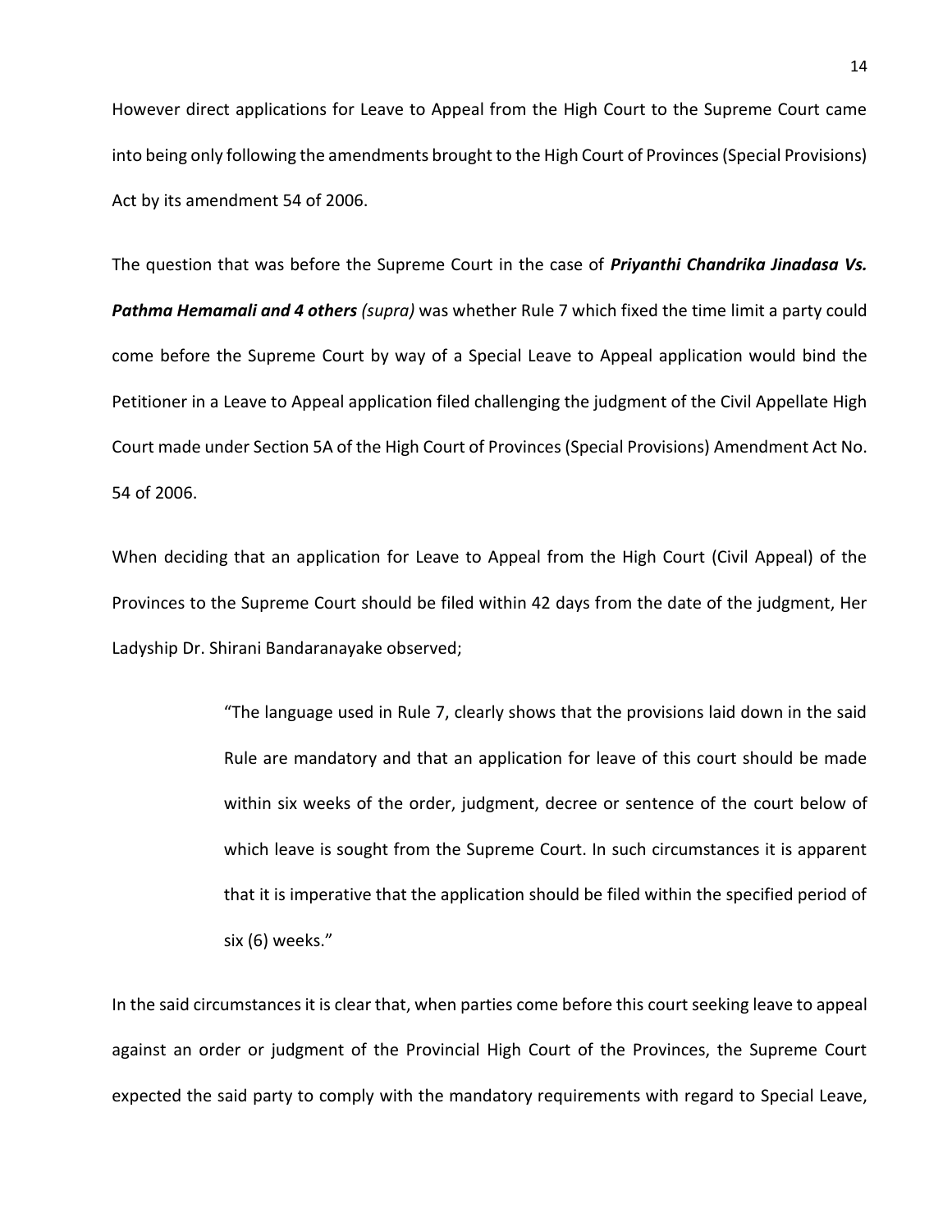However direct applications for Leave to Appeal from the High Court to the Supreme Court came into being only following the amendments brought to the High Court of Provinces (Special Provisions) Act by its amendment 54 of 2006.

The question that was before the Supreme Court in the case of ***Priyanthi Chandrika Jinadasa Vs. Pathma Hemamali and 4 others*** *(supra)* was whether Rule 7 which fixed the time limit a party could come before the Supreme Court by way of a Special Leave to Appeal application would bind the Petitioner in a Leave to Appeal application filed challenging the judgment of the Civil Appellate High Court made under Section 5A of the High Court of Provinces (Special Provisions) Amendment Act No. 54 of 2006.

When deciding that an application for Leave to Appeal from the High Court (Civil Appeal) of the Provinces to the Supreme Court should be filed within 42 days from the date of the judgment, Her Ladyship Dr. Shirani Bandaranayake observed;

> "The language used in Rule 7, clearly shows that the provisions laid down in the said Rule are mandatory and that an application for leave of this court should be made within six weeks of the order, judgment, decree or sentence of the court below of which leave is sought from the Supreme Court. In such circumstances it is apparent that it is imperative that the application should be filed within the specified period of six (6) weeks."

In the said circumstances it is clear that, when parties come before this court seeking leave to appeal against an order or judgment of the Provincial High Court of the Provinces, the Supreme Court expected the said party to comply with the mandatory requirements with regard to Special Leave,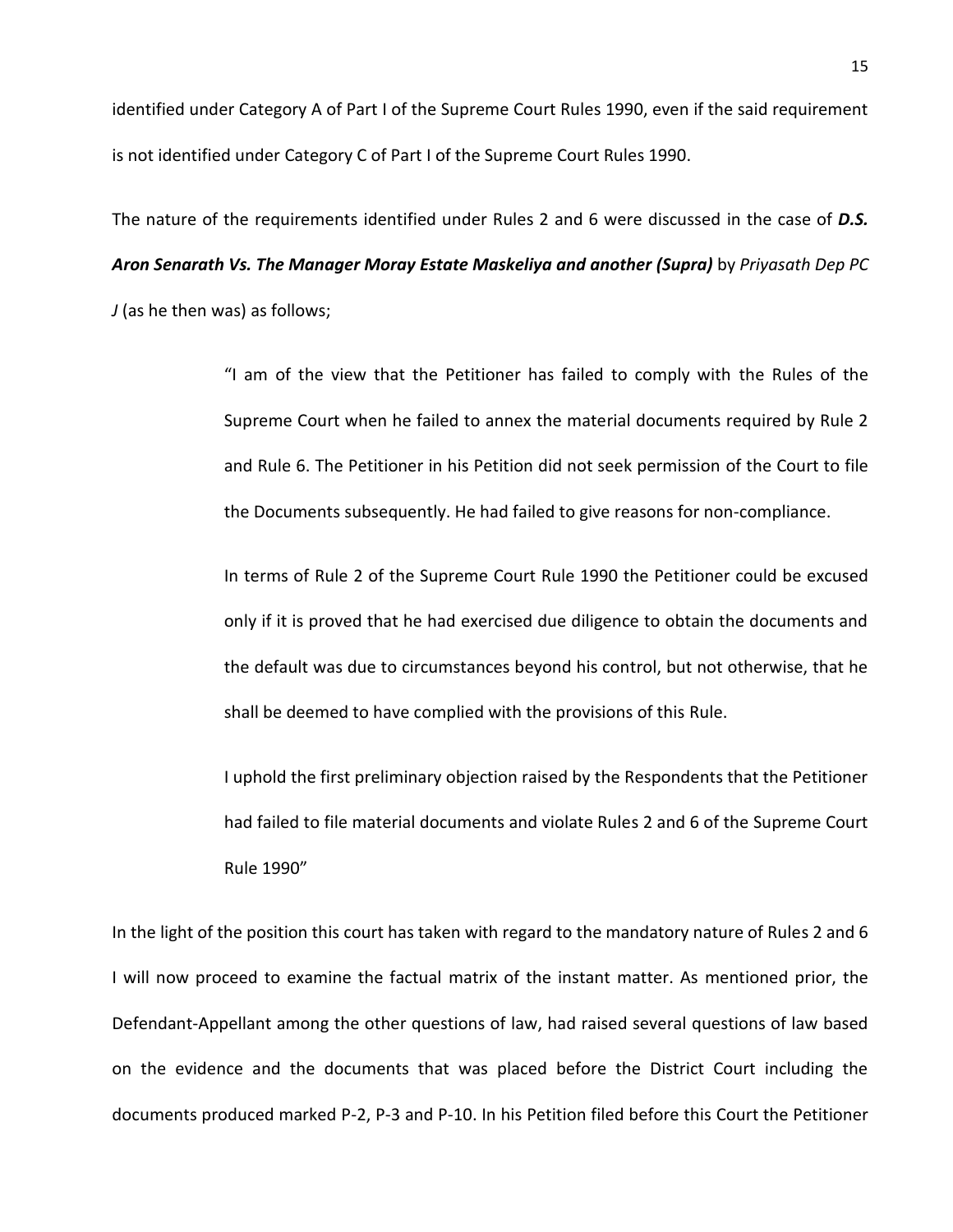identified under Category A of Part I of the Supreme Court Rules 1990, even if the said requirement is not identified under Category C of Part I of the Supreme Court Rules 1990.

The nature of the requirements identified under Rules 2 and 6 were discussed in the case of ***D.S. Aron Senarath Vs. The Manager Moray Estate Maskeliya and another (Supra)*** by *Priyasath Dep PC J* (as he then was) as follows;

> "I am of the view that the Petitioner has failed to comply with the Rules of the Supreme Court when he failed to annex the material documents required by Rule 2 and Rule 6. The Petitioner in his Petition did not seek permission of the Court to file the Documents subsequently. He had failed to give reasons for non-compliance.
>
> In terms of Rule 2 of the Supreme Court Rule 1990 the Petitioner could be excused only if it is proved that he had exercised due diligence to obtain the documents and the default was due to circumstances beyond his control, but not otherwise, that he shall be deemed to have complied with the provisions of this Rule.
>
> I uphold the first preliminary objection raised by the Respondents that the Petitioner had failed to file material documents and violate Rules 2 and 6 of the Supreme Court Rule 1990"

In the light of the position this court has taken with regard to the mandatory nature of Rules 2 and 6 I will now proceed to examine the factual matrix of the instant matter. As mentioned prior, the Defendant-Appellant among the other questions of law, had raised several questions of law based on the evidence and the documents that was placed before the District Court including the documents produced marked P-2, P-3 and P-10. In his Petition filed before this Court the Petitioner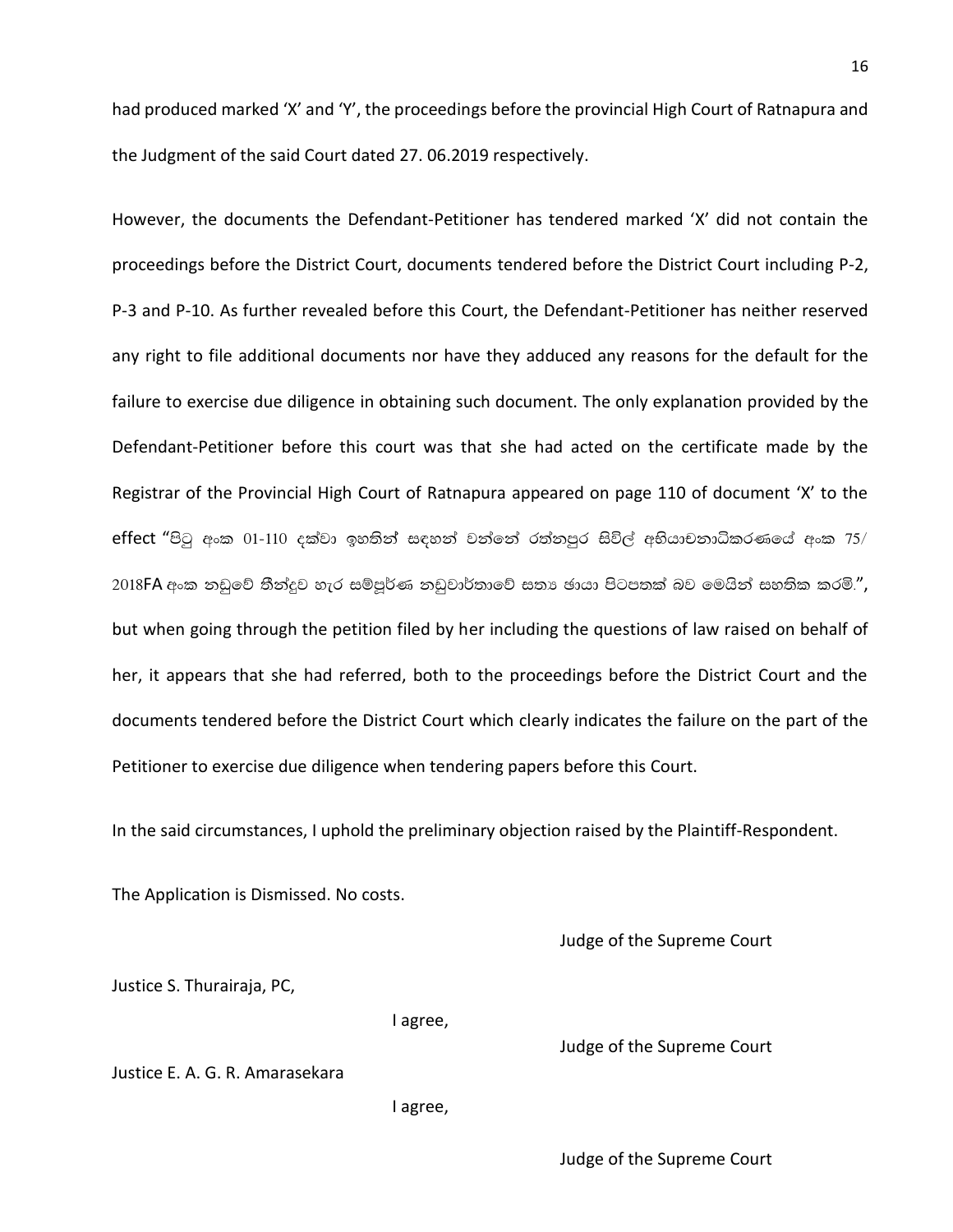had produced marked ‘X’ and ‘Y’, the proceedings before the provincial High Court of Ratnapura and the Judgment of the said Court dated 27. 06.2019 respectively.

However, the documents the Defendant-Petitioner has tendered marked ‘X’ did not contain the proceedings before the District Court, documents tendered before the District Court including P-2, P-3 and P-10. As further revealed before this Court, the Defendant-Petitioner has neither reserved any right to file additional documents nor have they adduced any reasons for the default for the failure to exercise due diligence in obtaining such document. The only explanation provided by the Defendant-Petitioner before this court was that she had acted on the certificate made by the Registrar of the Provincial High Court of Ratnapura appeared on page 110 of document ‘X’ to the effect “පිටු අංක 01-110 දක්වා ඉහතින් සඳහන් වන්නේ රත්නපුර සිවිල් අභියාචනාධිකරණයේ අංක 75/ 2018FA අංක නඩුවේ තීන්දුව හැර සම්පූර්ණ නඩුවාර්තාවේ සත්‍ය ඡායා පිටපතක් බව මෙයින් සහතික කරමි.”, but when going through the petition filed by her including the questions of law raised on behalf of her, it appears that she had referred, both to the proceedings before the District Court and the documents tendered before the District Court which clearly indicates the failure on the part of the Petitioner to exercise due diligence when tendering papers before this Court.

In the said circumstances, I uphold the preliminary objection raised by the Plaintiff-Respondent.

The Application is Dismissed. No costs.

Judge of the Supreme Court

Justice S. Thurairaja, PC,

I agree,

Judge of the Supreme Court

Justice E. A. G. R. Amarasekara

I agree,

Judge of the Supreme Court